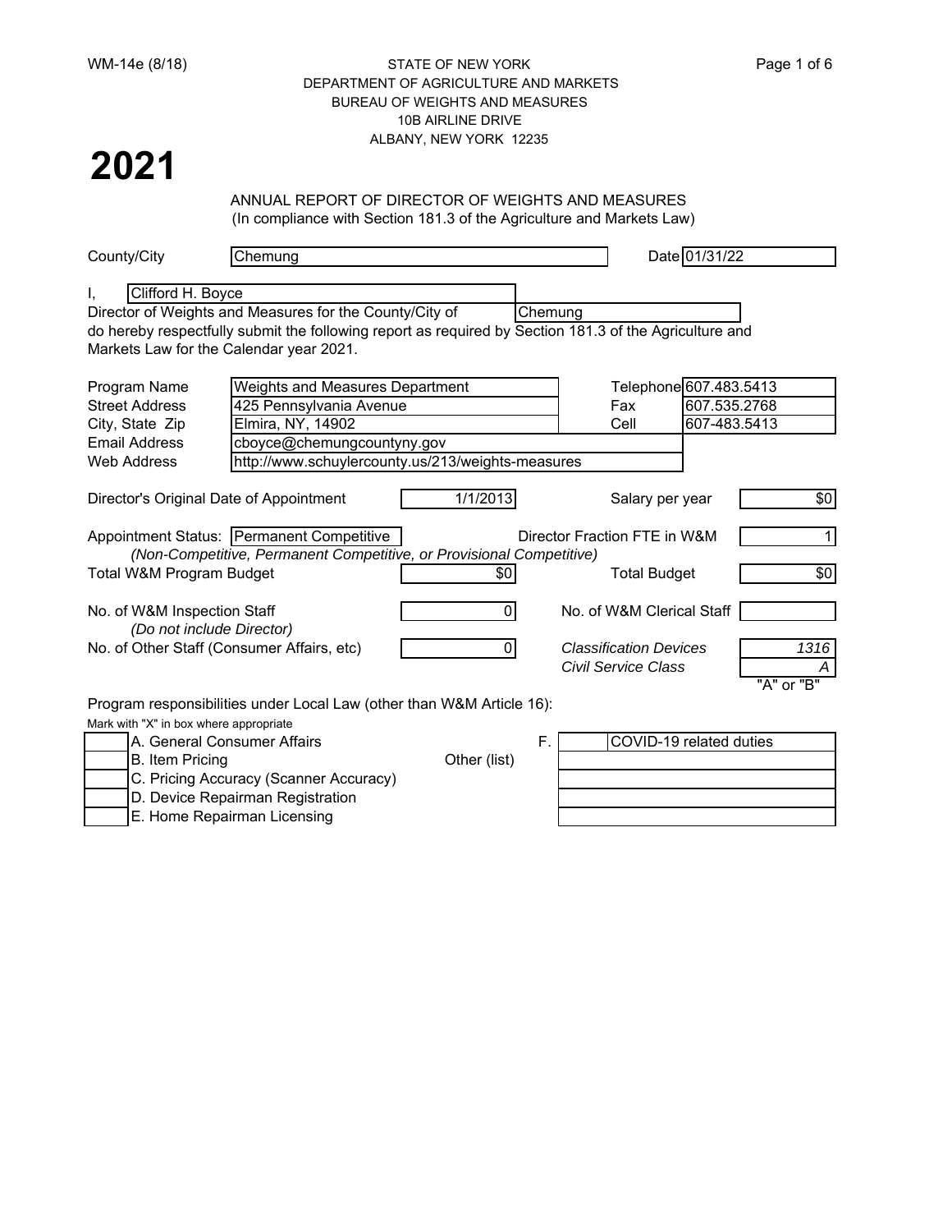WM-14e (8/18)

STATE OF NEW YORK
DEPARTMENT OF AGRICULTURE AND MARKETS
BUREAU OF WEIGHTS AND MEASURES
10B AIRLINE DRIVE
ALBANY, NEW YORK 12235

# 2021

ANNUAL REPORT OF DIRECTOR OF WEIGHTS AND MEASURES
(In compliance with Section 181.3 of the Agriculture and Markets Law)

County/City: Chemung  Date: 01/31/22

I, Clifford H. Boyce
Director of Weights and Measures for the County/City of Chemung
do hereby respectfully submit the following report as required by Section 181.3 of the Agriculture and Markets Law for the Calendar year 2021.

| | | | |
|---|---|---|---|
| Program Name | Weights and Measures Department | Telephone | 607.483.5413 |
| Street Address | 425 Pennsylvania Avenue | Fax | 607.535.2768 |
| City, State Zip | Elmira, NY, 14902 | Cell | 607-483.5413 |
| Email Address | cboyce@chemungcountyny.gov | | |
| Web Address | http://www.schuylercounty.us/213/weights-measures | | |

| | | | |
|---|---|---|---|
| Director's Original Date of Appointment | 1/1/2013 | Salary per year | $0 |
| Appointment Status: Permanent Competitive *(Non-Competitive, Permanent Competitive, or Provisional Competitive)* | | Director Fraction FTE in W&M | 1 |
| Total W&M Program Budget | $0 | Total Budget | $0 |
| No. of W&M Inspection Staff *(Do not include Director)* | 0 | No. of W&M Clerical Staff | |
| No. of Other Staff (Consumer Affairs, etc) | 0 | *Classification Devices* | *1316* |
| | | *Civil Service Class* ("A" or "B") | *A* |

Program responsibilities under Local Law (other than W&M Article 16):
Mark with "X" in box where appropriate

| | | | |
|---|---|---|---|
| | A. General Consumer Affairs | F. Other (list) | COVID-19 related duties |
| | B. Item Pricing | | |
| | C. Pricing Accuracy (Scanner Accuracy) | | |
| | D. Device Repairman Registration | | |
| | E. Home Repairman Licensing | | |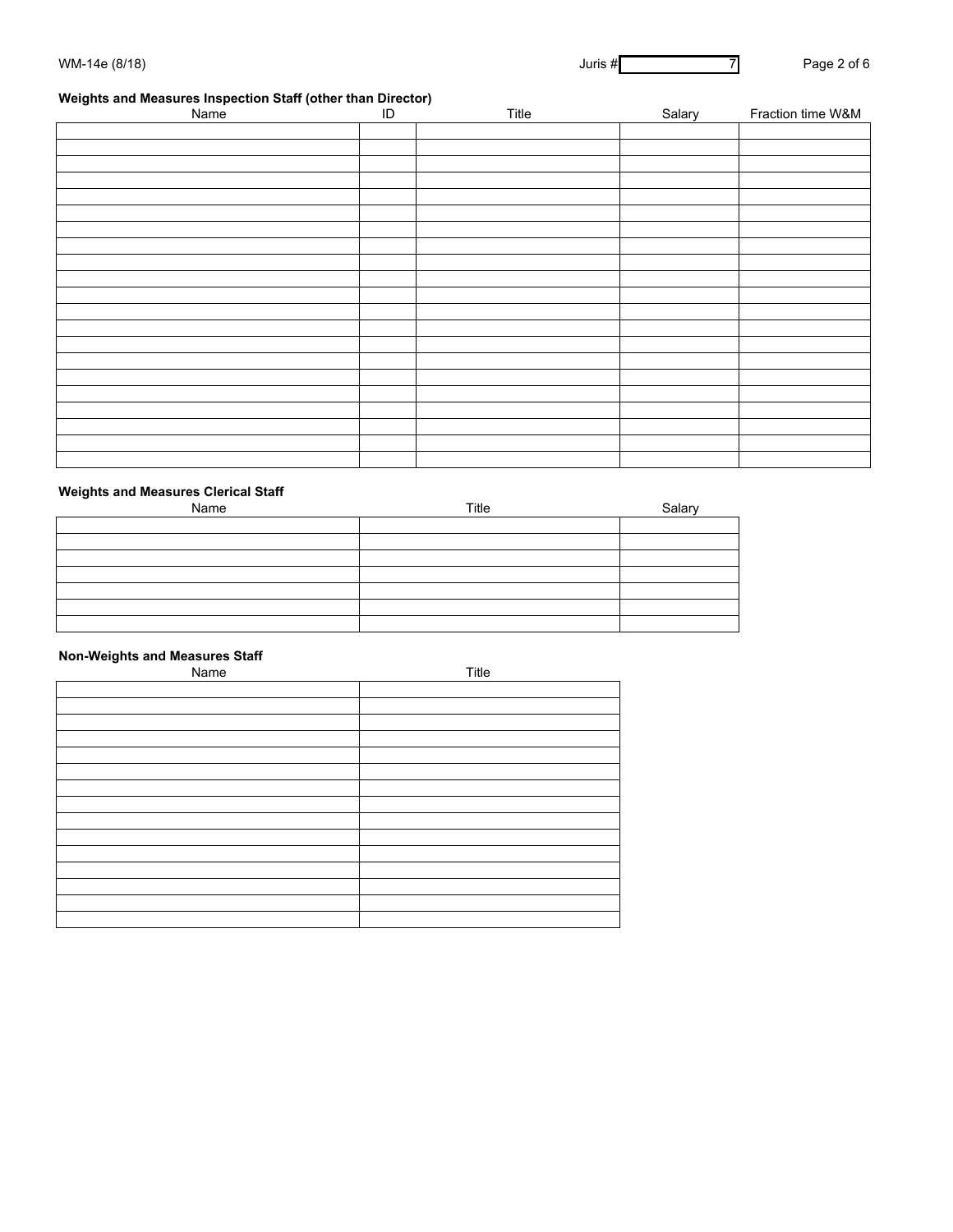WM-14e (8/18)

Juris # 7

### Weights and Measures Inspection Staff (other than Director)

| Name | ID | Title | Salary | Fraction time W&M |
|---|---|---|---|---|
| | | | | |
| | | | | |
| | | | | |
| | | | | |
| | | | | |
| | | | | |
| | | | | |
| | | | | |
| | | | | |
| | | | | |
| | | | | |
| | | | | |
| | | | | |
| | | | | |
| | | | | |
| | | | | |
| | | | | |
| | | | | |
| | | | | |
| | | | | |
| | | | | |

### Weights and Measures Clerical Staff

| Name | Title | Salary |
|---|---|---|
| | | |
| | | |
| | | |
| | | |
| | | |
| | | |
| | | |

### Non-Weights and Measures Staff

| Name | Title |
|---|---|
| | |
| | |
| | |
| | |
| | |
| | |
| | |
| | |
| | |
| | |
| | |
| | |
| | |
| | |
| | |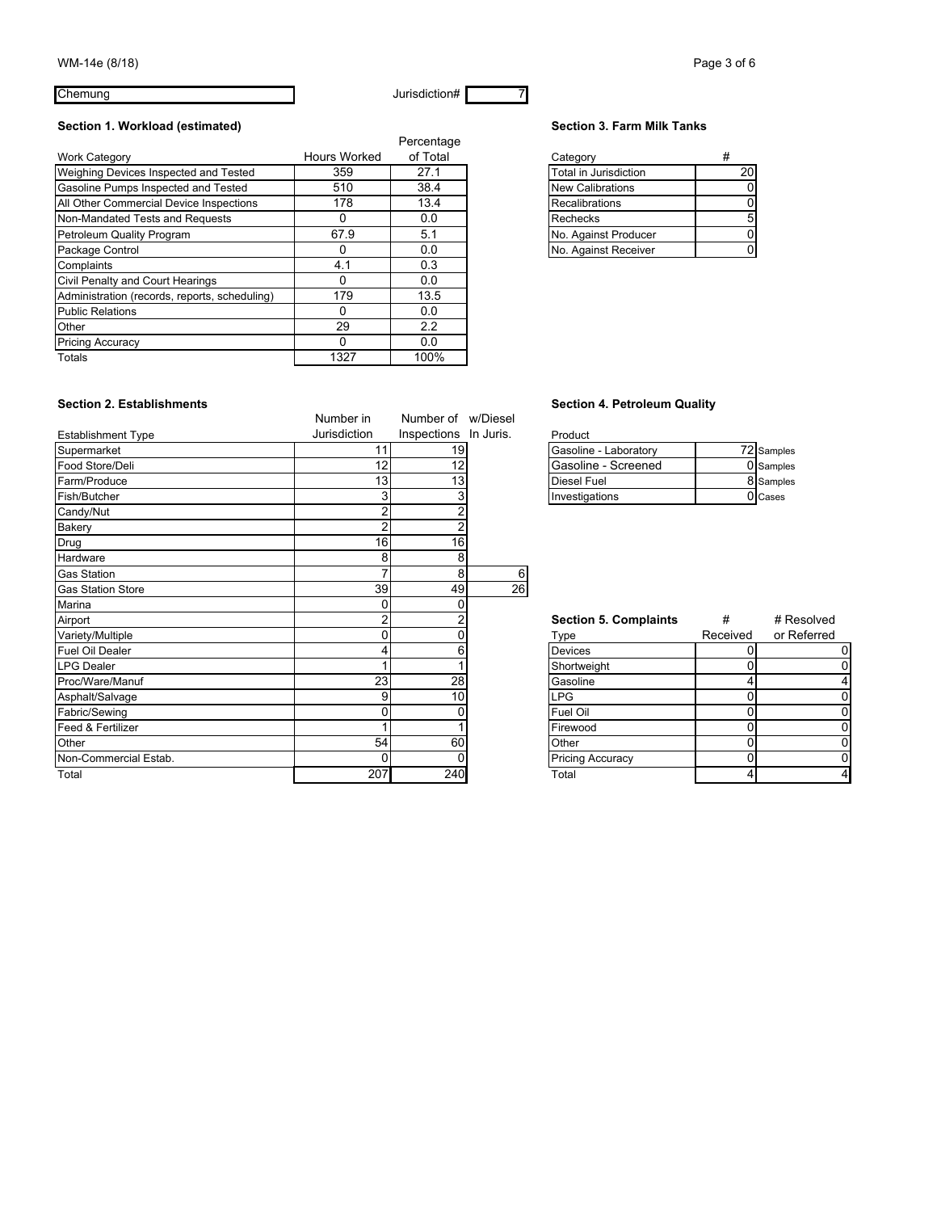Chemung | Jurisdiction# 7

## Section 1. Workload (estimated)

| Work Category | Hours Worked | Percentage of Total |
|---|---|---|
| Weighing Devices Inspected and Tested | 359 | 27.1 |
| Gasoline Pumps Inspected and Tested | 510 | 38.4 |
| All Other Commercial Device Inspections | 178 | 13.4 |
| Non-Mandated Tests and Requests | 0 | 0.0 |
| Petroleum Quality Program | 67.9 | 5.1 |
| Package Control | 0 | 0.0 |
| Complaints | 4.1 | 0.3 |
| Civil Penalty and Court Hearings | 0 | 0.0 |
| Administration (records, reports, scheduling) | 179 | 13.5 |
| Public Relations | 0 | 0.0 |
| Other | 29 | 2.2 |
| Pricing Accuracy | 0 | 0.0 |
| Totals | 1327 | 100% |

## Section 2. Establishments

| Establishment Type | Number in Jurisdiction | Number of Inspections | w/Diesel In Juris. |
|---|---|---|---|
| Supermarket | 11 | 19 | |
| Food Store/Deli | 12 | 12 | |
| Farm/Produce | 13 | 13 | |
| Fish/Butcher | 3 | 3 | |
| Candy/Nut | 2 | 2 | |
| Bakery | 2 | 2 | |
| Drug | 16 | 16 | |
| Hardware | 8 | 8 | |
| Gas Station | 7 | 8 | 6 |
| Gas Station Store | 39 | 49 | 26 |
| Marina | 0 | 0 | |
| Airport | 2 | 2 | |
| Variety/Multiple | 0 | 0 | |
| Fuel Oil Dealer | 4 | 6 | |
| LPG Dealer | 1 | 1 | |
| Proc/Ware/Manuf | 23 | 28 | |
| Asphalt/Salvage | 9 | 10 | |
| Fabric/Sewing | 0 | 0 | |
| Feed & Fertilizer | 1 | 1 | |
| Other | 54 | 60 | |
| Non-Commercial Estab. | 0 | 0 | |
| Total | 207 | 240 | |

## Section 3. Farm Milk Tanks

| Category | # |
|---|---|
| Total in Jurisdiction | 20 |
| New Calibrations | 0 |
| Recalibrations | 0 |
| Rechecks | 5 |
| No. Against Producer | 0 |
| No. Against Receiver | 0 |

## Section 4. Petroleum Quality

| Product | | |
|---|---|---|
| Gasoline - Laboratory | 72 | Samples |
| Gasoline - Screened | 0 | Samples |
| Diesel Fuel | 8 | Samples |
| Investigations | 0 | Cases |

## Section 5. Complaints

| Type | # Received | # Resolved or Referred |
|---|---|---|
| Devices | 0 | 0 |
| Shortweight | 0 | 0 |
| Gasoline | 4 | 4 |
| LPG | 0 | 0 |
| Fuel Oil | 0 | 0 |
| Firewood | 0 | 0 |
| Other | 0 | 0 |
| Pricing Accuracy | 0 | 0 |
| Total | 4 | 4 |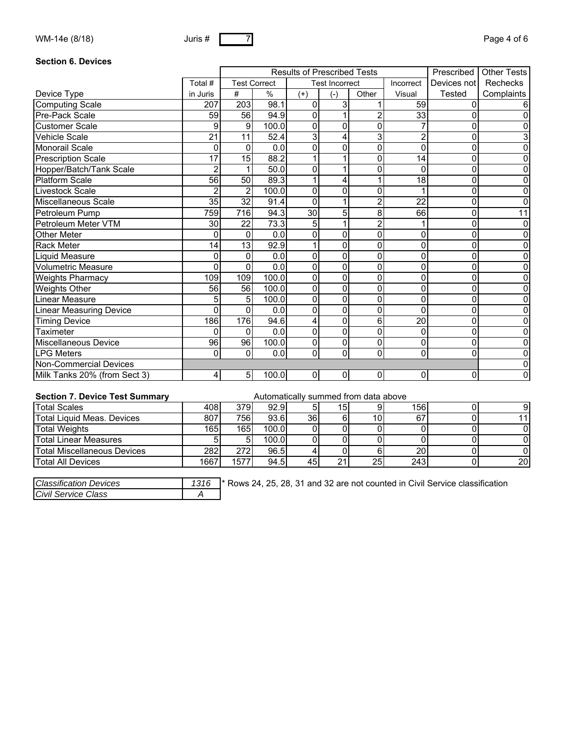WM-14e (8/18) Juris # 7

**Section 6. Devices**

| Device Type | Total # in Juris | Results of Prescribed Tests: Test Correct # | Test Correct % | Test Incorrect (+) | Test Incorrect (-) | Test Incorrect Other | Incorrect Visual | Prescribed Devices not Tested | Other Tests Rechecks Complaints |
|---|---|---|---|---|---|---|---|---|---|
| Computing Scale | 207 | 203 | 98.1 | 0 | 3 | 1 | 59 | 0 | 6 |
| Pre-Pack Scale | 59 | 56 | 94.9 | 0 | 1 | 2 | 33 | 0 | 0 |
| Customer Scale | 9 | 9 | 100.0 | 0 | 0 | 0 | 7 | 0 | 0 |
| Vehicle Scale | 21 | 11 | 52.4 | 3 | 4 | 3 | 2 | 0 | 3 |
| Monorail Scale | 0 | 0 | 0.0 | 0 | 0 | 0 | 0 | 0 | 0 |
| Prescription Scale | 17 | 15 | 88.2 | 1 | 1 | 0 | 14 | 0 | 0 |
| Hopper/Batch/Tank Scale | 2 | 1 | 50.0 | 0 | 1 | 0 | 0 | 0 | 0 |
| Platform Scale | 56 | 50 | 89.3 | 1 | 4 | 1 | 18 | 0 | 0 |
| Livestock Scale | 2 | 2 | 100.0 | 0 | 0 | 0 | 1 | 0 | 0 |
| Miscellaneous Scale | 35 | 32 | 91.4 | 0 | 1 | 2 | 22 | 0 | 0 |
| Petroleum Pump | 759 | 716 | 94.3 | 30 | 5 | 8 | 66 | 0 | 11 |
| Petroleum Meter VTM | 30 | 22 | 73.3 | 5 | 1 | 2 | 1 | 0 | 0 |
| Other Meter | 0 | 0 | 0.0 | 0 | 0 | 0 | 0 | 0 | 0 |
| Rack Meter | 14 | 13 | 92.9 | 1 | 0 | 0 | 0 | 0 | 0 |
| Liquid Measure | 0 | 0 | 0.0 | 0 | 0 | 0 | 0 | 0 | 0 |
| Volumetric Measure | 0 | 0 | 0.0 | 0 | 0 | 0 | 0 | 0 | 0 |
| Weights Pharmacy | 109 | 109 | 100.0 | 0 | 0 | 0 | 0 | 0 | 0 |
| Weights Other | 56 | 56 | 100.0 | 0 | 0 | 0 | 0 | 0 | 0 |
| Linear Measure | 5 | 5 | 100.0 | 0 | 0 | 0 | 0 | 0 | 0 |
| Linear Measuring Device | 0 | 0 | 0.0 | 0 | 0 | 0 | 0 | 0 | 0 |
| Timing Device | 186 | 176 | 94.6 | 4 | 0 | 6 | 20 | 0 | 0 |
| Taximeter | 0 | 0 | 0.0 | 0 | 0 | 0 | 0 | 0 | 0 |
| Miscellaneous Device | 96 | 96 | 100.0 | 0 | 0 | 0 | 0 | 0 | 0 |
| LPG Meters | 0 | 0 | 0.0 | 0 | 0 | 0 | 0 | 0 | 0 |
| Non-Commercial Devices | | | | | | | | | 0 |
| Milk Tanks 20% (from Sect 3) | 4 | 5 | 100.0 | 0 | 0 | 0 | 0 | 0 | 0 |

**Section 7. Device Test Summary**

Automatically summed from data above

| | Total # in Juris | Test Correct # | Test Correct % | (+) | (-) | Other | Incorrect Visual | Prescribed Devices not Tested | Other Tests Rechecks Complaints |
|---|---|---|---|---|---|---|---|---|---|
| Total Scales | 408 | 379 | 92.9 | 5 | 15 | 9 | 156 | 0 | 9 |
| Total Liquid Meas. Devices | 807 | 756 | 93.6 | 36 | 6 | 10 | 67 | 0 | 11 |
| Total Weights | 165 | 165 | 100.0 | 0 | 0 | 0 | 0 | 0 | 0 |
| Total Linear Measures | 5 | 5 | 100.0 | 0 | 0 | 0 | 0 | 0 | 0 |
| Total Miscellaneous Devices | 282 | 272 | 96.5 | 4 | 0 | 6 | 20 | 0 | 0 |
| Total All Devices | 1667 | 1577 | 94.5 | 45 | 21 | 25 | 243 | 0 | 20 |

| | |
|---|---|
| *Classification Devices* | *1316* |
| *Civil Service Class* | *A* |

* Rows 24, 25, 28, 31 and 32 are not counted in Civil Service classification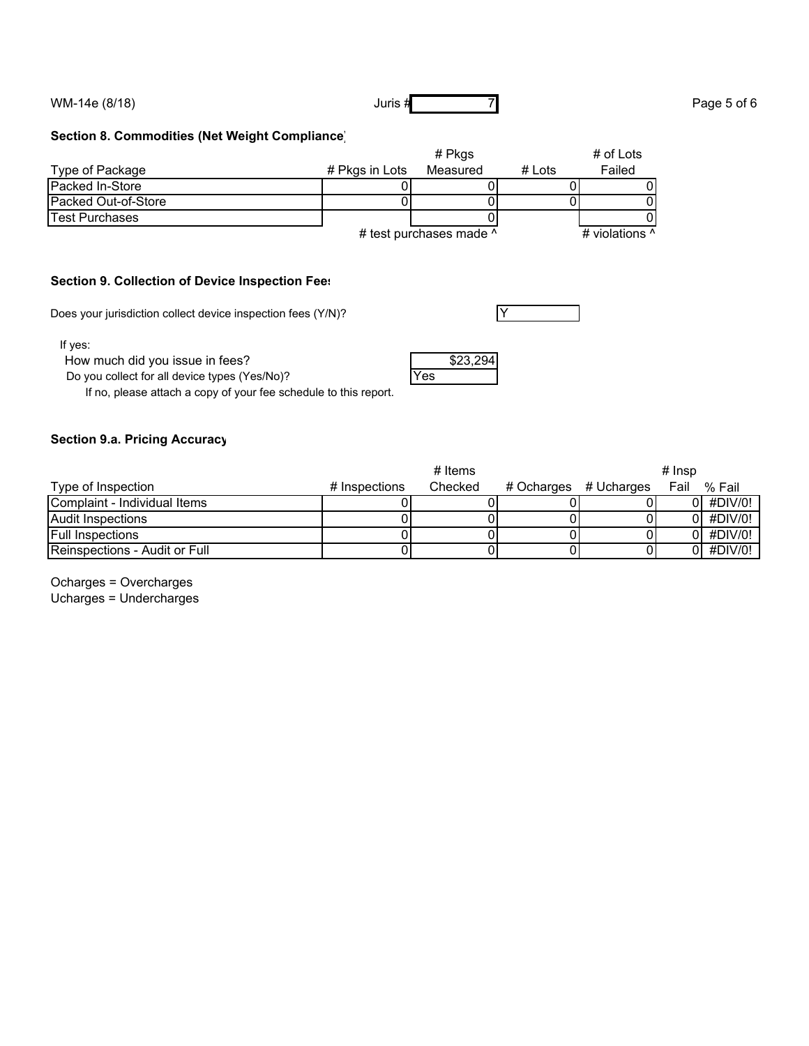Juris # 7

### Section 8. Commodities (Net Weight Compliance)

| Type of Package | # Pkgs in Lots | # Pkgs Measured | # Lots | # of Lots Failed |
|---|---|---|---|---|
| Packed In-Store | 0 | 0 | 0 | 0 |
| Packed Out-of-Store | 0 | 0 | 0 | 0 |
| Test Purchases | | 0 | | 0 |
| | | # test purchases made ^ | | # violations ^ |

### Section 9. Collection of Device Inspection Fees

Does your jurisdiction collect device inspection fees (Y/N)? Y

If yes:

How much did you issue in fees? $23,294

Do you collect for all device types (Yes/No)? Yes

If no, please attach a copy of your fee schedule to this report.

### Section 9.a. Pricing Accuracy

| Type of Inspection | # Inspections | # Items Checked | # Ocharges | # Ucharges | # Insp Fail | % Fail |
|---|---|---|---|---|---|---|
| Complaint - Individual Items | 0 | 0 | 0 | 0 | 0 | #DIV/0! |
| Audit Inspections | 0 | 0 | 0 | 0 | 0 | #DIV/0! |
| Full Inspections | 0 | 0 | 0 | 0 | 0 | #DIV/0! |
| Reinspections - Audit or Full | 0 | 0 | 0 | 0 | 0 | #DIV/0! |

Ocharges = Overcharges

Ucharges = Undercharges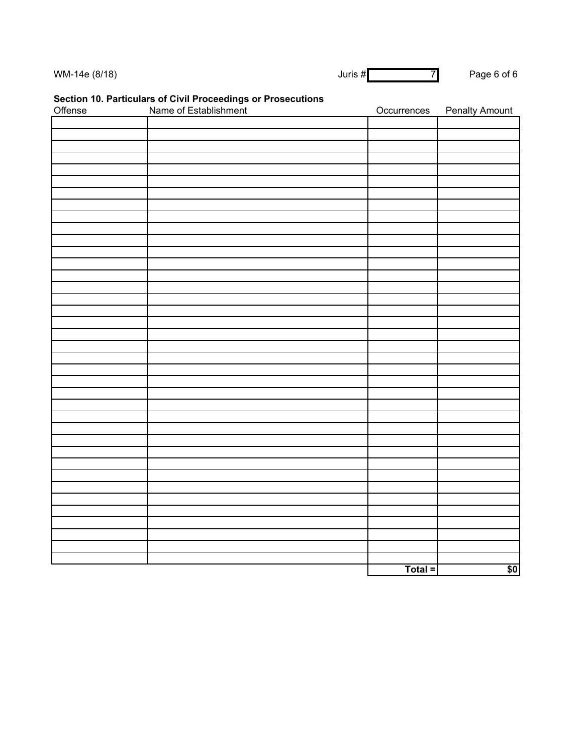WM-14e (8/18)

Juris # 7

## Section 10. Particulars of Civil Proceedings or Prosecutions

| Offense | Name of Establishment | Occurrences | Penalty Amount |
|---|---|---|---|
| | | | |
| | | | |
| | | | |
| | | | |
| | | | |
| | | | |
| | | | |
| | | | |
| | | | |
| | | | |
| | | | |
| | | | |
| | | | |
| | | | |
| | | | |
| | | | |
| | | | |
| | | | |
| | | | |
| | | | |
| | | | |
| | | | |
| | | | |
| | | | |
| | | | |
| | | | |
| | | | |
| | | | |
| | | | |
| | | | |
| | | | |
| | | | |
| | | | |
| | | | |
| | | | |
| | | | |
| | | | |
| | | | |
| | | Total = | $0 |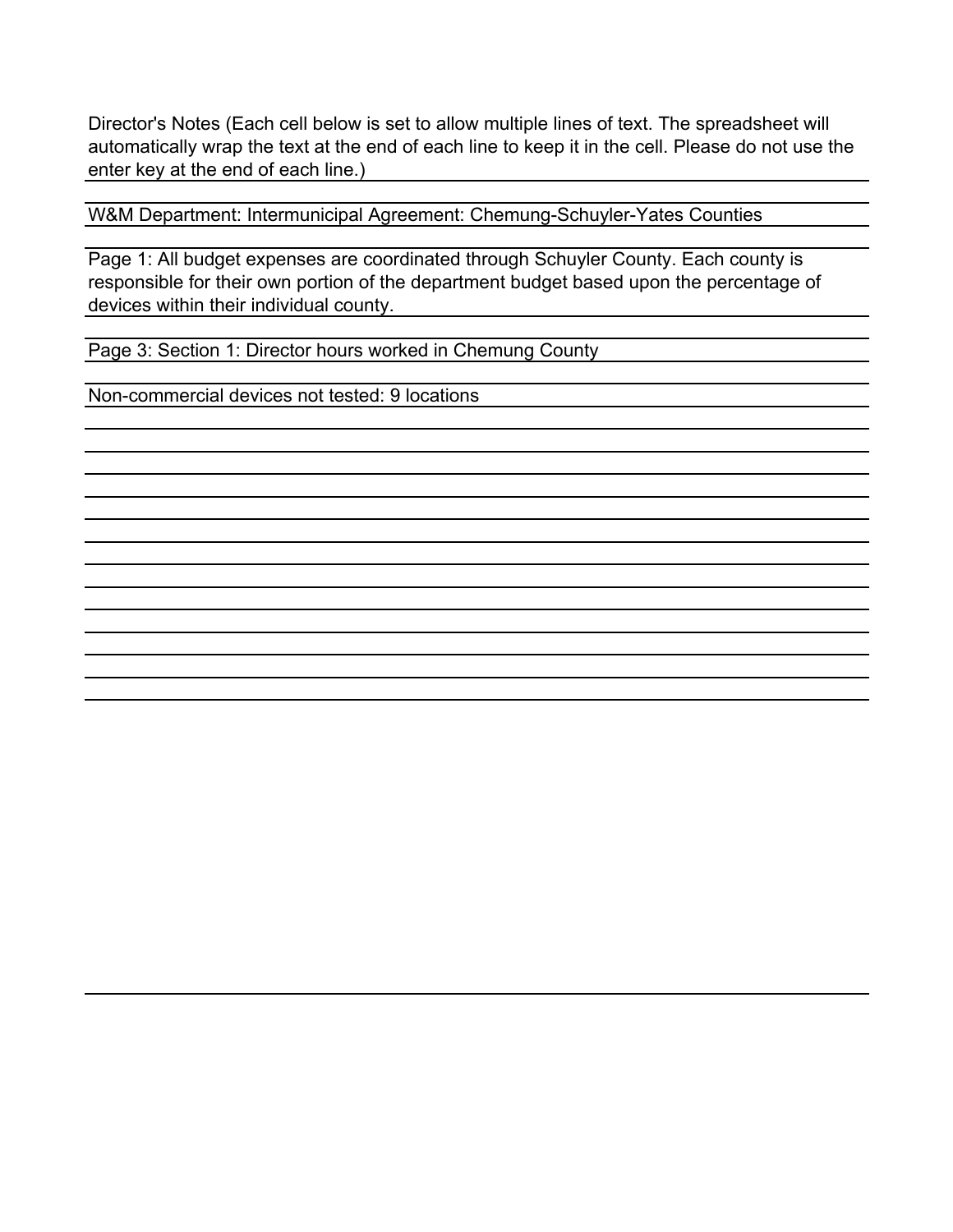Director's Notes (Each cell below is set to allow multiple lines of text. The spreadsheet will automatically wrap the text at the end of each line to keep it in the cell. Please do not use the enter key at the end of each line.)

W&M Department: Intermunicipal Agreement: Chemung-Schuyler-Yates Counties

Page 1: All budget expenses are coordinated through Schuyler County. Each county is responsible for their own portion of the department budget based upon the percentage of devices within their individual county.

Page 3: Section 1: Director hours worked in Chemung County

Non-commercial devices not tested: 9 locations